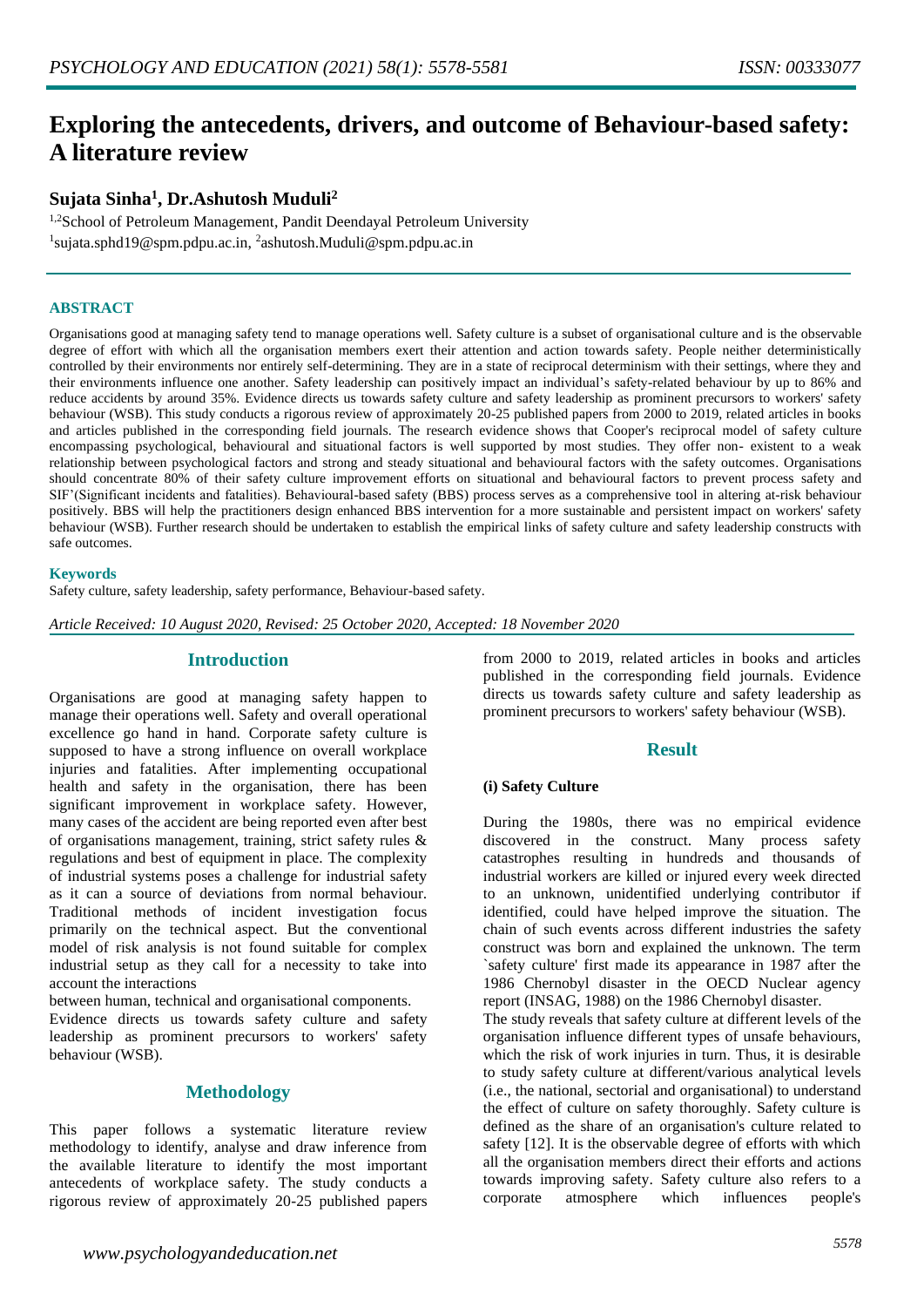# Exploring the antecedents, drivers, and outcome of Behaviour-based safety: A literature review

**Sujata Sinha[1], Dr.Ashutosh Muduli[2]**

[1,2]School of Petroleum Management, Pandit Deendayal Petroleum University
[1]sujata.sphd19@spm.pdpu.ac.in, [2]ashutosh.Muduli@spm.pdpu.ac.in

## ABSTRACT

Organisations good at managing safety tend to manage operations well. Safety culture is a subset of organisational culture and is the observable degree of effort with which all the organisation members exert their attention and action towards safety. People neither deterministically controlled by their environments nor entirely self-determining. They are in a state of reciprocal determinism with their settings, where they and their environments influence one another. Safety leadership can positively impact an individual's safety-related behaviour by up to 86% and reduce accidents by around 35%. Evidence directs us towards safety culture and safety leadership as prominent precursors to workers' safety behaviour (WSB). This study conducts a rigorous review of approximately 20-25 published papers from 2000 to 2019, related articles in books and articles published in the corresponding field journals. The research evidence shows that Cooper's reciprocal model of safety culture encompassing psychological, behavioural and situational factors is well supported by most studies. They offer non- existent to a weak relationship between psychological factors and strong and steady situational and behavioural factors with the safety outcomes. Organisations should concentrate 80% of their safety culture improvement efforts on situational and behavioural factors to prevent process safety and SIF'(Significant incidents and fatalities). Behavioural-based safety (BBS) process serves as a comprehensive tool in altering at-risk behaviour positively. BBS will help the practitioners design enhanced BBS intervention for a more sustainable and persistent impact on workers' safety behaviour (WSB). Further research should be undertaken to establish the empirical links of safety culture and safety leadership constructs with safe outcomes.

### Keywords

Safety culture, safety leadership, safety performance, Behaviour-based safety.

*Article Received: 10 August 2020, Revised: 25 October 2020, Accepted: 18 November 2020*

## Introduction

Organisations are good at managing safety happen to manage their operations well. Safety and overall operational excellence go hand in hand. Corporate safety culture is supposed to have a strong influence on overall workplace injuries and fatalities. After implementing occupational health and safety in the organisation, there has been significant improvement in workplace safety. However, many cases of the accident are being reported even after best of organisations management, training, strict safety rules & regulations and best of equipment in place. The complexity of industrial systems poses a challenge for industrial safety as it can a source of deviations from normal behaviour. Traditional methods of incident investigation focus primarily on the technical aspect. But the conventional model of risk analysis is not found suitable for complex industrial setup as they call for a necessity to take into account the interactions between human, technical and organisational components.

Evidence directs us towards safety culture and safety leadership as prominent precursors to workers' safety behaviour (WSB).

## Methodology

This paper follows a systematic literature review methodology to identify, analyse and draw inference from the available literature to identify the most important antecedents of workplace safety. The study conducts a rigorous review of approximately 20-25 published papers from 2000 to 2019, related articles in books and articles published in the corresponding field journals. Evidence directs us towards safety culture and safety leadership as prominent precursors to workers' safety behaviour (WSB).

## Result

**(i) Safety Culture**

During the 1980s, there was no empirical evidence discovered in the construct. Many process safety catastrophes resulting in hundreds and thousands of industrial workers are killed or injured every week directed to an unknown, unidentified underlying contributor if identified, could have helped improve the situation. The chain of such events across different industries the safety construct was born and explained the unknown. The term `safety culture' first made its appearance in 1987 after the 1986 Chernobyl disaster in the OECD Nuclear agency report (INSAG, 1988) on the 1986 Chernobyl disaster.

The study reveals that safety culture at different levels of the organisation influence different types of unsafe behaviours, which the risk of work injuries in turn. Thus, it is desirable to study safety culture at different/various analytical levels (i.e., the national, sectorial and organisational) to understand the effect of culture on safety thoroughly. Safety culture is defined as the share of an organisation's culture related to safety [12]. It is the observable degree of efforts with which all the organisation members direct their efforts and actions towards improving safety. Safety culture also refers to a corporate atmosphere which influences people's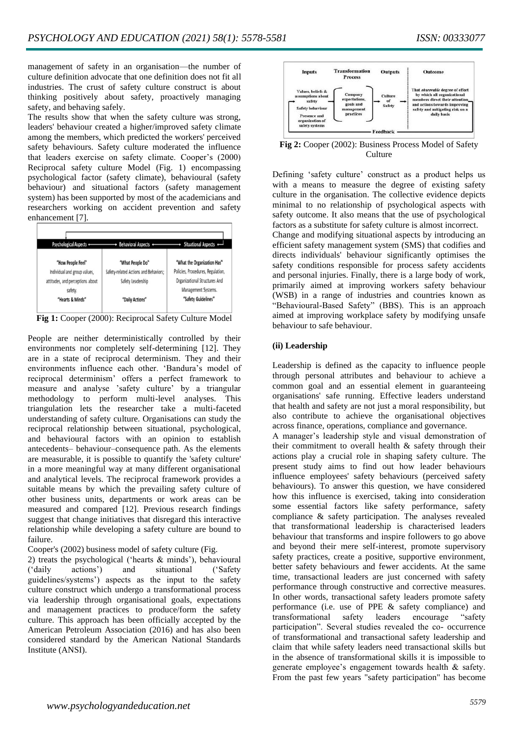management of safety in an organisation—the number of culture definition advocate that one definition does not fit all industries. The crust of safety culture construct is about thinking positively about safety, proactively managing safety, and behaving safely.

The results show that when the safety culture was strong, leaders' behaviour created a higher/improved safety climate among the members, which predicted the workers' perceived safety behaviours. Safety culture moderated the influence that leaders exercise on safety climate. Cooper's (2000) Reciprocal safety culture Model (Fig. 1) encompassing psychological factor (safety climate), behavioural (safety behaviour) and situational factors (safety management system) has been supported by most of the academicians and researchers working on accident prevention and safety enhancement [7].

| Psychological Aspects | Behavioral Aspects | Situational Aspects |
| --- | --- | --- |
| "How People Feel" Individual and group values, attitudes, and perceptions about safety. "Hearts & Minds" | "What People Do" Safety-related Actions and Behaviors; Safety Leadership "Daily Actions" | "What the Organization Has" Policies, Procedures, Regulation, Organizational Structures And Management Systems. "Safety Guidelines" |

**Fig 1:** Cooper (2000): Reciprocal Safety Culture Model

People are neither deterministically controlled by their environments nor completely self-determining [12]. They are in a state of reciprocal determinism. They and their environments influence each other. 'Bandura's model of reciprocal determinism' offers a perfect framework to measure and analyse 'safety culture' by a triangular methodology to perform multi-level analyses. This triangulation lets the researcher take a multi-faceted understanding of safety culture. Organisations can study the reciprocal relationship between situational, psychological, and behavioural factors with an opinion to establish antecedents– behaviour–consequence path. As the elements are measurable, it is possible to quantify the 'safety culture' in a more meaningful way at many different organisational and analytical levels. The reciprocal framework provides a suitable means by which the prevailing safety culture of other business units, departments or work areas can be measured and compared [12]. Previous research findings suggest that change initiatives that disregard this interactive relationship while developing a safety culture are bound to failure.

Cooper's (2002) business model of safety culture (Fig. 2) treats the psychological ('hearts & minds'), behavioural ('daily actions') and situational ('Safety guidelines/systems') aspects as the input to the safety culture construct which undergo a transformational process via leadership through organisational goals, expectations and management practices to produce/form the safety culture. This approach has been officially accepted by the American Petroleum Association (2016) and has also been considered standard by the American National Standards Institute (ANSI).

| Inputs | Transformation Process | Outputs | Outcome |
| --- | --- | --- | --- |
| Values, beliefs & assumptions about safety; Safety behaviour; Presence and organization of safety systems | Company expectations, goals and management practices | Culture of Safety | That *observable* degree of effort by which all organizational members direct their attention and actions towards improving safety and mitigating risk on a daily basis |
| Feedback | | | |

**Fig 2:** Cooper (2002): Business Process Model of Safety Culture

Defining 'safety culture' construct as a product helps us with a means to measure the degree of existing safety culture in the organisation. The collective evidence depicts minimal to no relationship of psychological aspects with safety outcome. It also means that the use of psychological factors as a substitute for safety culture is almost incorrect.

Change and modifying situational aspects by introducing an efficient safety management system (SMS) that codifies and directs individuals' behaviour significantly optimises the safety conditions responsible for process safety accidents and personal injuries. Finally, there is a large body of work, primarily aimed at improving workers safety behaviour (WSB) in a range of industries and countries known as "Behavioural-Based Safety" (BBS). This is an approach aimed at improving workplace safety by modifying unsafe behaviour to safe behaviour.

### (ii) Leadership

Leadership is defined as the capacity to influence people through personal attributes and behaviour to achieve a common goal and an essential element in guaranteeing organisations' safe running. Effective leaders understand that health and safety are not just a moral responsibility, but also contribute to achieve the organisational objectives across finance, operations, compliance and governance.

A manager's leadership style and visual demonstration of their commitment to overall health & safety through their actions play a crucial role in shaping safety culture. The present study aims to find out how leader behaviours influence employees' safety behaviours (perceived safety behaviours). To answer this question, we have considered how this influence is exercised, taking into consideration some essential factors like safety performance, safety compliance & safety participation. The analyses revealed that transformational leadership is characterised leaders behaviour that transforms and inspire followers to go above and beyond their mere self-interest, promote supervisory safety practices, create a positive, supportive environment, better safety behaviours and fewer accidents. At the same time, transactional leaders are just concerned with safety performance through constructive and corrective measures. In other words, transactional safety leaders promote safety performance (i.e. use of PPE & safety compliance) and transformational safety leaders encourage "safety participation". Several studies revealed the co- occurrence of transformational and transactional safety leadership and claim that while safety leaders need transactional skills but in the absence of transformational skills it is impossible to generate employee's engagement towards health & safety. From the past few years "safety participation" has become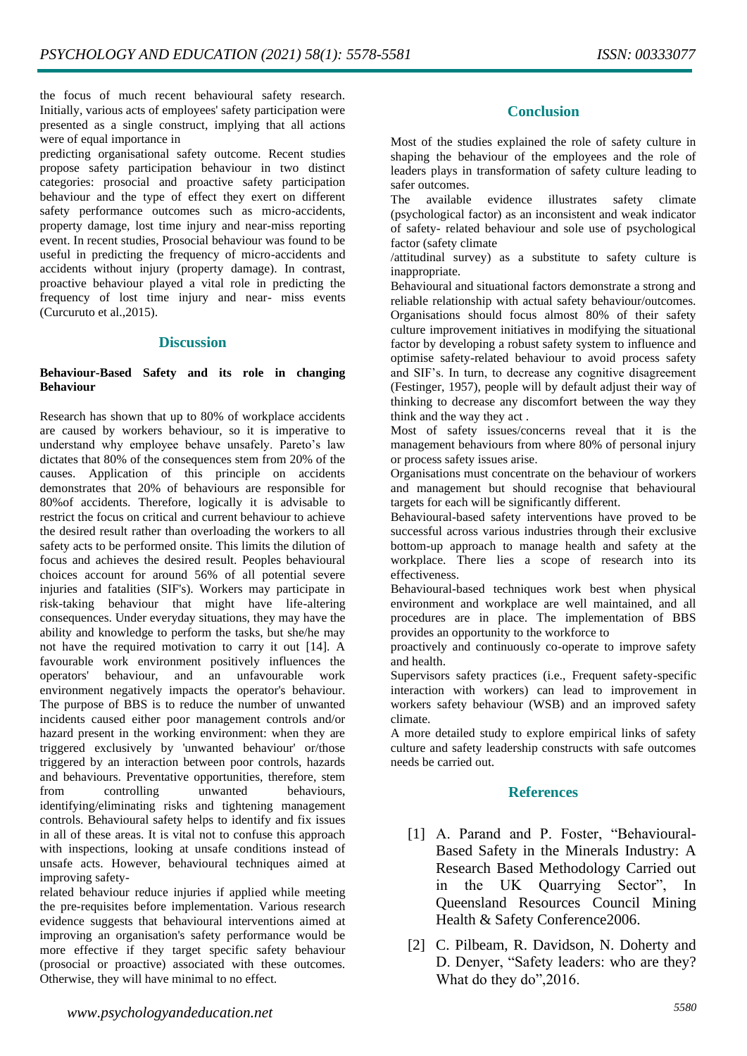the focus of much recent behavioural safety research. Initially, various acts of employees' safety participation were presented as a single construct, implying that all actions were of equal importance in predicting organisational safety outcome. Recent studies propose safety participation behaviour in two distinct categories: prosocial and proactive safety participation behaviour and the type of effect they exert on different safety performance outcomes such as micro-accidents, property damage, lost time injury and near-miss reporting event. In recent studies, Prosocial behaviour was found to be useful in predicting the frequency of micro-accidents and accidents without injury (property damage). In contrast, proactive behaviour played a vital role in predicting the frequency of lost time injury and near- miss events (Curcuruto et al.,2015).

## Discussion

### Behaviour-Based Safety and its role in changing Behaviour

Research has shown that up to 80% of workplace accidents are caused by workers behaviour, so it is imperative to understand why employee behave unsafely. Pareto's law dictates that 80% of the consequences stem from 20% of the causes. Application of this principle on accidents demonstrates that 20% of behaviours are responsible for 80%of accidents. Therefore, logically it is advisable to restrict the focus on critical and current behaviour to achieve the desired result rather than overloading the workers to all safety acts to be performed onsite. This limits the dilution of focus and achieves the desired result. Peoples behavioural choices account for around 56% of all potential severe injuries and fatalities (SIF's). Workers may participate in risk-taking behaviour that might have life-altering consequences. Under everyday situations, they may have the ability and knowledge to perform the tasks, but she/he may not have the required motivation to carry it out [14]. A favourable work environment positively influences the operators' behaviour, and an unfavourable work environment negatively impacts the operator's behaviour. The purpose of BBS is to reduce the number of unwanted incidents caused either poor management controls and/or hazard present in the working environment: when they are triggered exclusively by 'unwanted behaviour' or/those triggered by an interaction between poor controls, hazards and behaviours. Preventative opportunities, therefore, stem from controlling unwanted behaviours, identifying/eliminating risks and tightening management controls. Behavioural safety helps to identify and fix issues in all of these areas. It is vital not to confuse this approach with inspections, looking at unsafe conditions instead of unsafe acts. However, behavioural techniques aimed at improving safety-related behaviour reduce injuries if applied while meeting the pre-requisites before implementation. Various research evidence suggests that behavioural interventions aimed at improving an organisation's safety performance would be more effective if they target specific safety behaviour (prosocial or proactive) associated with these outcomes. Otherwise, they will have minimal to no effect.

## Conclusion

Most of the studies explained the role of safety culture in shaping the behaviour of the employees and the role of leaders plays in transformation of safety culture leading to safer outcomes.

The available evidence illustrates safety climate (psychological factor) as an inconsistent and weak indicator of safety- related behaviour and sole use of psychological factor (safety climate /attitudinal survey) as a substitute to safety culture is inappropriate.

Behavioural and situational factors demonstrate a strong and reliable relationship with actual safety behaviour/outcomes. Organisations should focus almost 80% of their safety culture improvement initiatives in modifying the situational factor by developing a robust safety system to influence and optimise safety-related behaviour to avoid process safety and SIF's. In turn, to decrease any cognitive disagreement (Festinger, 1957), people will by default adjust their way of thinking to decrease any discomfort between the way they think and the way they act .

Most of safety issues/concerns reveal that it is the management behaviours from where 80% of personal injury or process safety issues arise.

Organisations must concentrate on the behaviour of workers and management but should recognise that behavioural targets for each will be significantly different.

Behavioural-based safety interventions have proved to be successful across various industries through their exclusive bottom-up approach to manage health and safety at the workplace. There lies a scope of research into its effectiveness.

Behavioural-based techniques work best when physical environment and workplace are well maintained, and all procedures are in place. The implementation of BBS provides an opportunity to the workforce to proactively and continuously co-operate to improve safety and health.

Supervisors safety practices (i.e., Frequent safety-specific interaction with workers) can lead to improvement in workers safety behaviour (WSB) and an improved safety climate.

A more detailed study to explore empirical links of safety culture and safety leadership constructs with safe outcomes needs be carried out.

## References

[1] A. Parand and P. Foster, "Behavioural-Based Safety in the Minerals Industry: A Research Based Methodology Carried out in the UK Quarrying Sector", In Queensland Resources Council Mining Health & Safety Conference2006.

[2] C. Pilbeam, R. Davidson, N. Doherty and D. Denyer, "Safety leaders: who are they? What do they do",2016.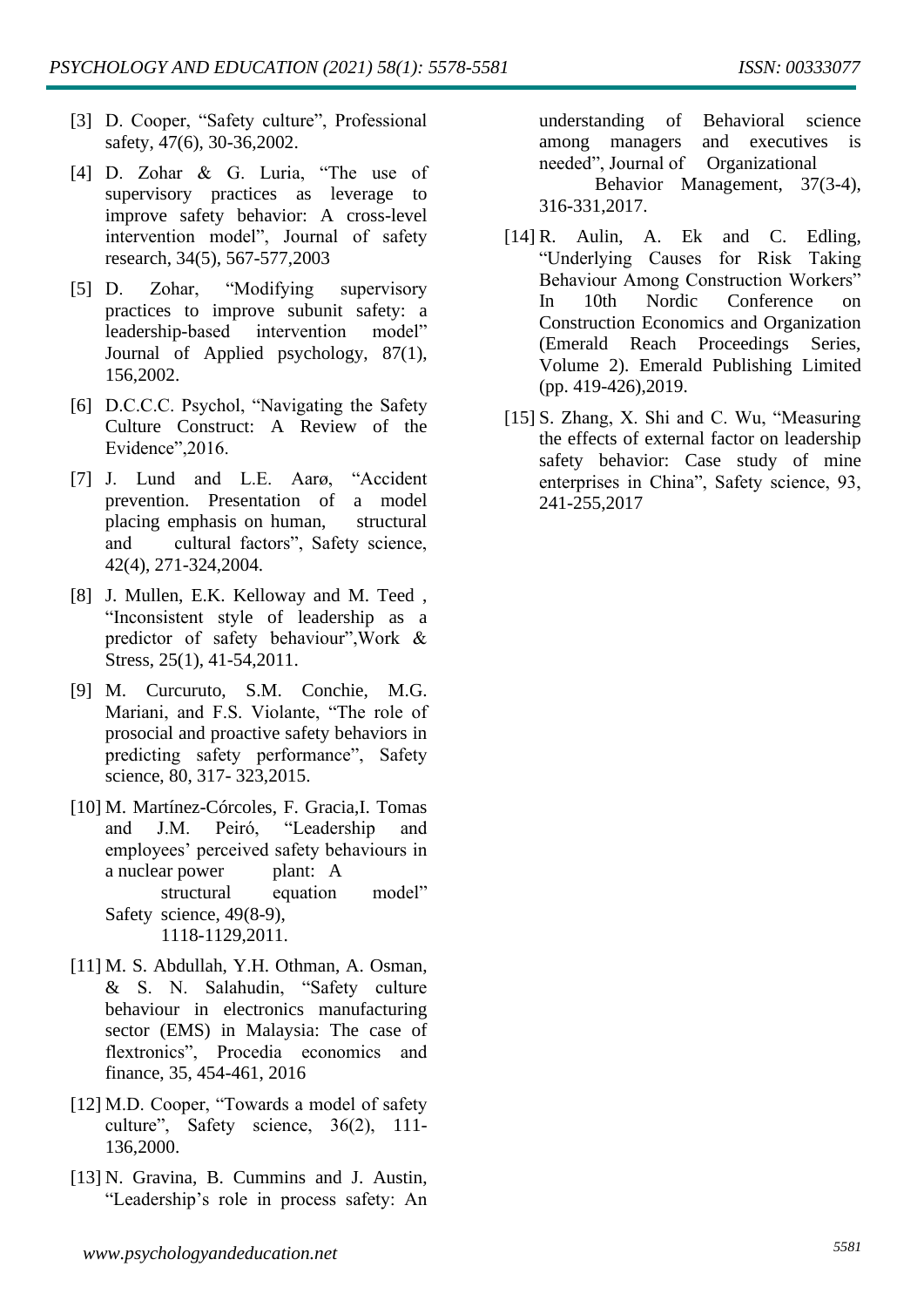[3] D. Cooper, “Safety culture”, Professional safety, 47(6), 30-36,2002.

[4] D. Zohar & G. Luria, “The use of supervisory practices as leverage to improve safety behavior: A cross-level intervention model”, Journal of safety research, 34(5), 567-577,2003

[5] D. Zohar, “Modifying supervisory practices to improve subunit safety: a leadership-based intervention model” Journal of Applied psychology, 87(1), 156,2002.

[6] D.C.C.C. Psychol, “Navigating the Safety Culture Construct: A Review of the Evidence”,2016.

[7] J. Lund and L.E. Aarø, “Accident prevention. Presentation of a model placing emphasis on human, structural and cultural factors”, Safety science, 42(4), 271-324,2004.

[8] J. Mullen, E.K. Kelloway and M. Teed , “Inconsistent style of leadership as a predictor of safety behaviour”,Work & Stress, 25(1), 41-54,2011.

[9] M. Curcuruto, S.M. Conchie, M.G. Mariani, and F.S. Violante, “The role of prosocial and proactive safety behaviors in predicting safety performance”, Safety science, 80, 317- 323,2015.

[10] M. Martínez-Córcoles, F. Gracia,I. Tomas and J.M. Peiró, “Leadership and employees’ perceived safety behaviours in a nuclear power plant: A structural equation model” Safety science, 49(8-9), 1118-1129,2011.

[11] M. S. Abdullah, Y.H. Othman, A. Osman, & S. N. Salahudin, “Safety culture behaviour in electronics manufacturing sector (EMS) in Malaysia: The case of flextronics”, Procedia economics and finance, 35, 454-461, 2016

[12] M.D. Cooper, “Towards a model of safety culture”, Safety science, 36(2), 111-136,2000.

[13] N. Gravina, B. Cummins and J. Austin, “Leadership’s role in process safety: An understanding of Behavioral science among managers and executives is needed”, Journal of Organizational Behavior Management, 37(3-4), 316-331,2017.

[14] R. Aulin, A. Ek and C. Edling, “Underlying Causes for Risk Taking Behaviour Among Construction Workers” In 10th Nordic Conference on Construction Economics and Organization (Emerald Reach Proceedings Series, Volume 2). Emerald Publishing Limited (pp. 419-426),2019.

[15] S. Zhang, X. Shi and C. Wu, “Measuring the effects of external factor on leadership safety behavior: Case study of mine enterprises in China”, Safety science, 93, 241-255,2017